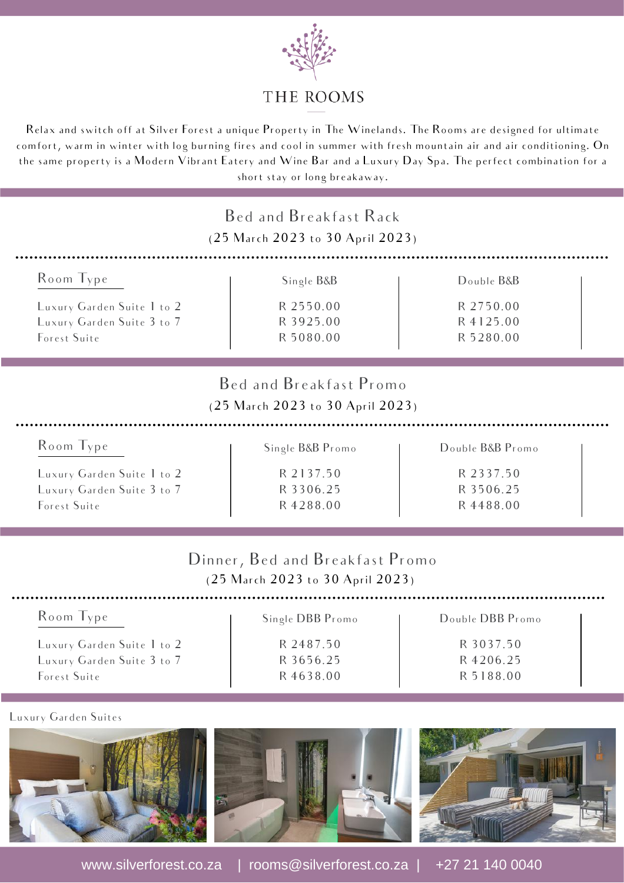# THE ROOMS

Relax and switch off at Silver Forest a unique Property in The Winelands. The Rooms are designed for ultimate comfort, warm in winter with log burning fires and cool in summer with fresh mountain air and air conditioning. On the same property is a Modern Vibrant Eatery and Wine Bar and a Luxury Day Spa. The perfect combination for a short stay or long breakaway.

## Bed and Breakfast Rack

(25 March 2023 to 30 April 2023)

| Room Type | Single B&B | Double B&B |
|---|---|---|
| Luxury Garden Suite 1 to 2 | R 2550.00 | R 2750.00 |
| Luxury Garden Suite 3 to 7 | R 3925.00 | R 4125.00 |
| Forest Suite | R 5080.00 | R 5280.00 |

## Bed and Breakfast Promo

(25 March 2023 to 30 April 2023)

| Room Type | Single B&B Promo | Double B&B Promo |
|---|---|---|
| Luxury Garden Suite 1 to 2 | R 2137.50 | R 2337.50 |
| Luxury Garden Suite 3 to 7 | R 3306.25 | R 3506.25 |
| Forest Suite | R 4288.00 | R 4488.00 |

## Dinner, Bed and Breakfast Promo

(25 March 2023 to 30 April 2023)

| Room Type | Single DBB Promo | Double DBB Promo |
|---|---|---|
| Luxury Garden Suite 1 to 2 | R 2487.50 | R 3037.50 |
| Luxury Garden Suite 3 to 7 | R 3656.25 | R 4206.25 |
| Forest Suite | R 4638.00 | R 5188.00 |

Luxury Garden Suites

www.silverforest.co.za | rooms@silverforest.co.za | +27 21 140 0040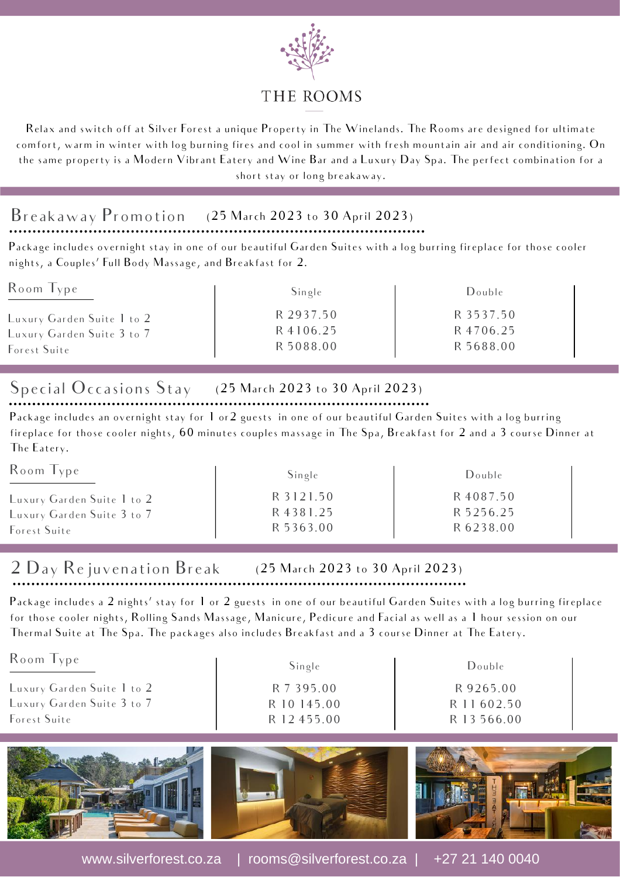# THE ROOMS

Relax and switch off at Silver Forest a unique Property in The Winelands. The Rooms are designed for ultimate comfort, warm in winter with log burning fires and cool in summer with fresh mountain air and air conditioning. On the same property is a Modern Vibrant Eatery and Wine Bar and a Luxury Day Spa. The perfect combination for a short stay or long breakaway.

## Breakaway Promotion (25 March 2023 to 30 April 2023)

Package includes overnight stay in one of our beautiful Garden Suites with a log burring fireplace for those cooler nights, a Couples' Full Body Massage, and Breakfast for 2.

| Room Type | Single | Double |
|---|---|---|
| Luxury Garden Suite 1 to 2 | R 2937.50 | R 3537.50 |
| Luxury Garden Suite 3 to 7 | R 4106.25 | R 4706.25 |
| Forest Suite | R 5088.00 | R 5688.00 |

## Special Occasions Stay (25 March 2023 to 30 April 2023)

Package includes an overnight stay for 1 or2 guests in one of our beautiful Garden Suites with a log burring fireplace for those cooler nights, 60 minutes couples massage in The Spa, Breakfast for 2 and a 3 course Dinner at The Eatery.

| Room Type | Single | Double |
|---|---|---|
| Luxury Garden Suite 1 to 2 | R 3121.50 | R 4087.50 |
| Luxury Garden Suite 3 to 7 | R 4381.25 | R 5256.25 |
| Forest Suite | R 5363.00 | R 6238.00 |

## 2 Day Rejuvenation Break (25 March 2023 to 30 April 2023)

Package includes a 2 nights' stay for 1 or 2 guests in one of our beautiful Garden Suites with a log burring fireplace for those cooler nights, Rolling Sands Massage, Manicure, Pedicure and Facial as well as a 1 hour session on our Thermal Suite at The Spa. The packages also includes Breakfast and a 3 course Dinner at The Eatery.

| Room Type | Single | Double |
|---|---|---|
| Luxury Garden Suite 1 to 2 | R 7 395.00 | R 9265.00 |
| Luxury Garden Suite 3 to 7 | R 10 145.00 | R 11 602.50 |
| Forest Suite | R 12 455.00 | R 13 566.00 |

www.silverforest.co.za | rooms@silverforest.co.za | +27 21 140 0040